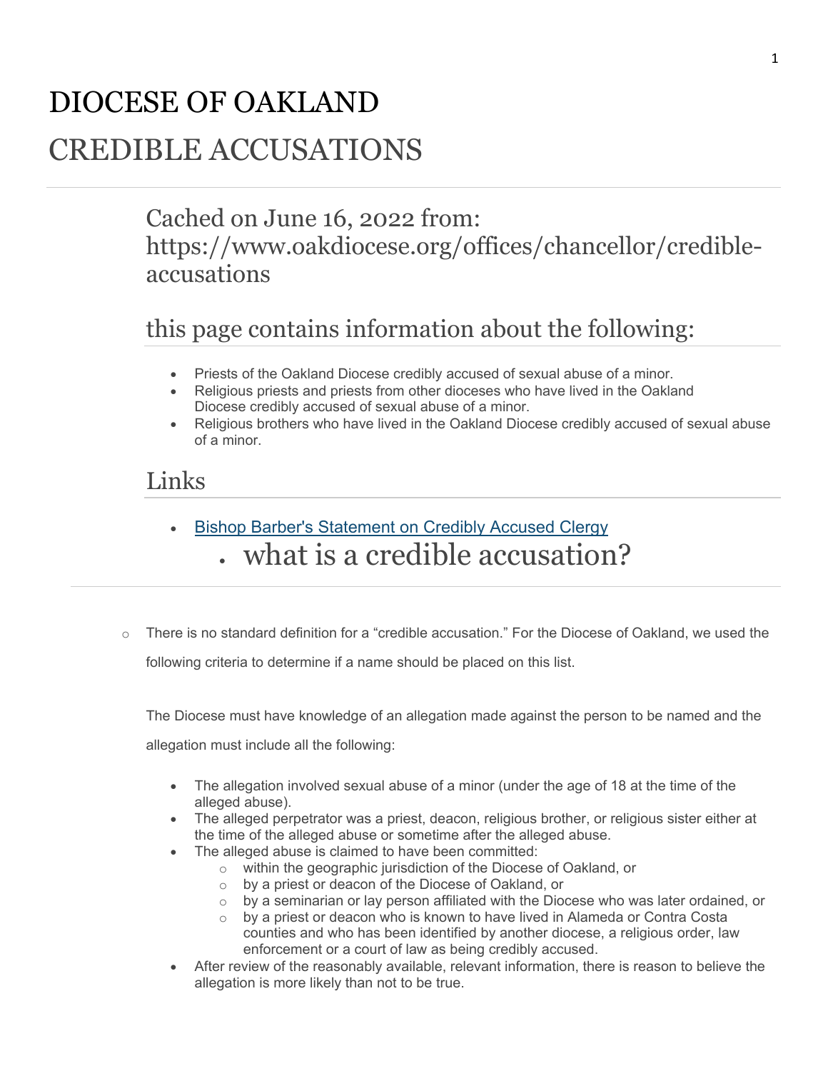# DIOCESE OF OAKLAND

# CREDIBLE ACCUSATIONS

## Cached on June 16, 2022 from: https://www.oakdiocese.org/offices/chancellor/credible-accusations

## this page contains information about the following:

- Priests of the Oakland Diocese credibly accused of sexual abuse of a minor.
- Religious priests and priests from other dioceses who have lived in the Oakland Diocese credibly accused of sexual abuse of a minor.
- Religious brothers who have lived in the Oakland Diocese credibly accused of sexual abuse of a minor.

## Links

- Bishop Barber's Statement on Credibly Accused Clergy
  - what is a credible accusation?

---

- There is no standard definition for a "credible accusation." For the Diocese of Oakland, we used the following criteria to determine if a name should be placed on this list.

  The Diocese must have knowledge of an allegation made against the person to be named and the allegation must include all the following:

  - The allegation involved sexual abuse of a minor (under the age of 18 at the time of the alleged abuse).
  - The alleged perpetrator was a priest, deacon, religious brother, or religious sister either at the time of the alleged abuse or sometime after the alleged abuse.
  - The alleged abuse is claimed to have been committed:
    - within the geographic jurisdiction of the Diocese of Oakland, or
    - by a priest or deacon of the Diocese of Oakland, or
    - by a seminarian or lay person affiliated with the Diocese who was later ordained, or
    - by a priest or deacon who is known to have lived in Alameda or Contra Costa counties and who has been identified by another diocese, a religious order, law enforcement or a court of law as being credibly accused.
  - After review of the reasonably available, relevant information, there is reason to believe the allegation is more likely than not to be true.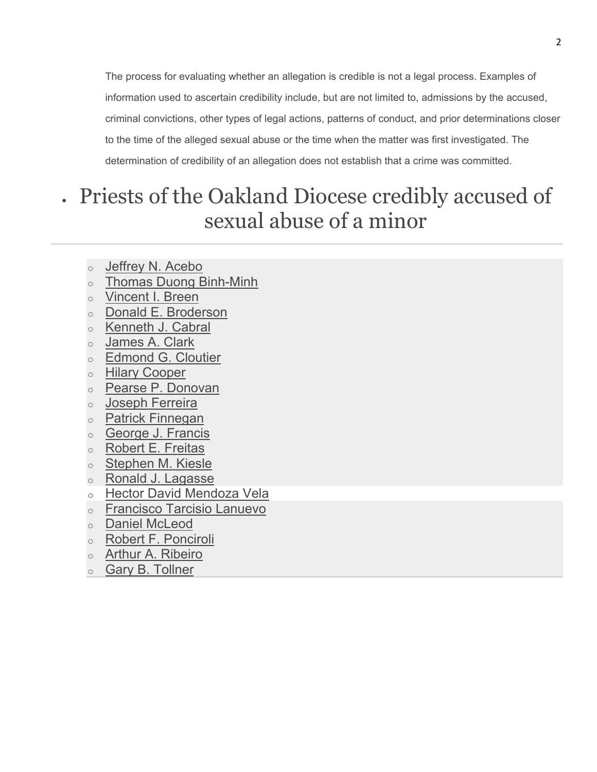The process for evaluating whether an allegation is credible is not a legal process. Examples of information used to ascertain credibility include, but are not limited to, admissions by the accused, criminal convictions, other types of legal actions, patterns of conduct, and prior determinations closer to the time of the alleged sexual abuse or the time when the matter was first investigated. The determination of credibility of an allegation does not establish that a crime was committed.

- # Priests of the Oakland Diocese credibly accused of sexual abuse of a minor

---

- Jeffrey N. Acebo
- Thomas Duong Binh-Minh
- Vincent I. Breen
- Donald E. Broderson
- Kenneth J. Cabral
- James A. Clark
- Edmond G. Cloutier
- Hilary Cooper
- Pearse P. Donovan
- Joseph Ferreira
- Patrick Finnegan
- George J. Francis
- Robert E. Freitas
- Stephen M. Kiesle
- Ronald J. Lagasse
- Hector David Mendoza Vela
- Francisco Tarcisio Lanuevo
- Daniel McLeod
- Robert F. Ponciroli
- Arthur A. Ribeiro
- Gary B. Tollner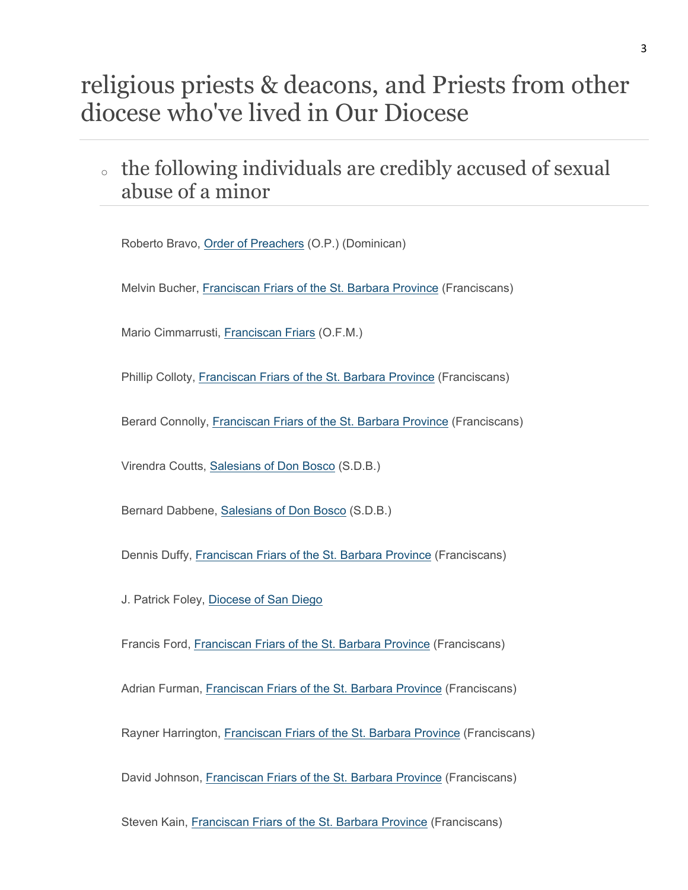# religious priests & deacons, and Priests from other diocese who've lived in Our Diocese

- ## the following individuals are credibly accused of sexual abuse of a minor

Roberto Bravo, Order of Preachers (O.P.) (Dominican)

Melvin Bucher, Franciscan Friars of the St. Barbara Province (Franciscans)

Mario Cimmarrusti, Franciscan Friars (O.F.M.)

Phillip Colloty, Franciscan Friars of the St. Barbara Province (Franciscans)

Berard Connolly, Franciscan Friars of the St. Barbara Province (Franciscans)

Virendra Coutts, Salesians of Don Bosco (S.D.B.)

Bernard Dabbene, Salesians of Don Bosco (S.D.B.)

Dennis Duffy, Franciscan Friars of the St. Barbara Province (Franciscans)

J. Patrick Foley, Diocese of San Diego

Francis Ford, Franciscan Friars of the St. Barbara Province (Franciscans)

Adrian Furman, Franciscan Friars of the St. Barbara Province (Franciscans)

Rayner Harrington, Franciscan Friars of the St. Barbara Province (Franciscans)

David Johnson, Franciscan Friars of the St. Barbara Province (Franciscans)

Steven Kain, Franciscan Friars of the St. Barbara Province (Franciscans)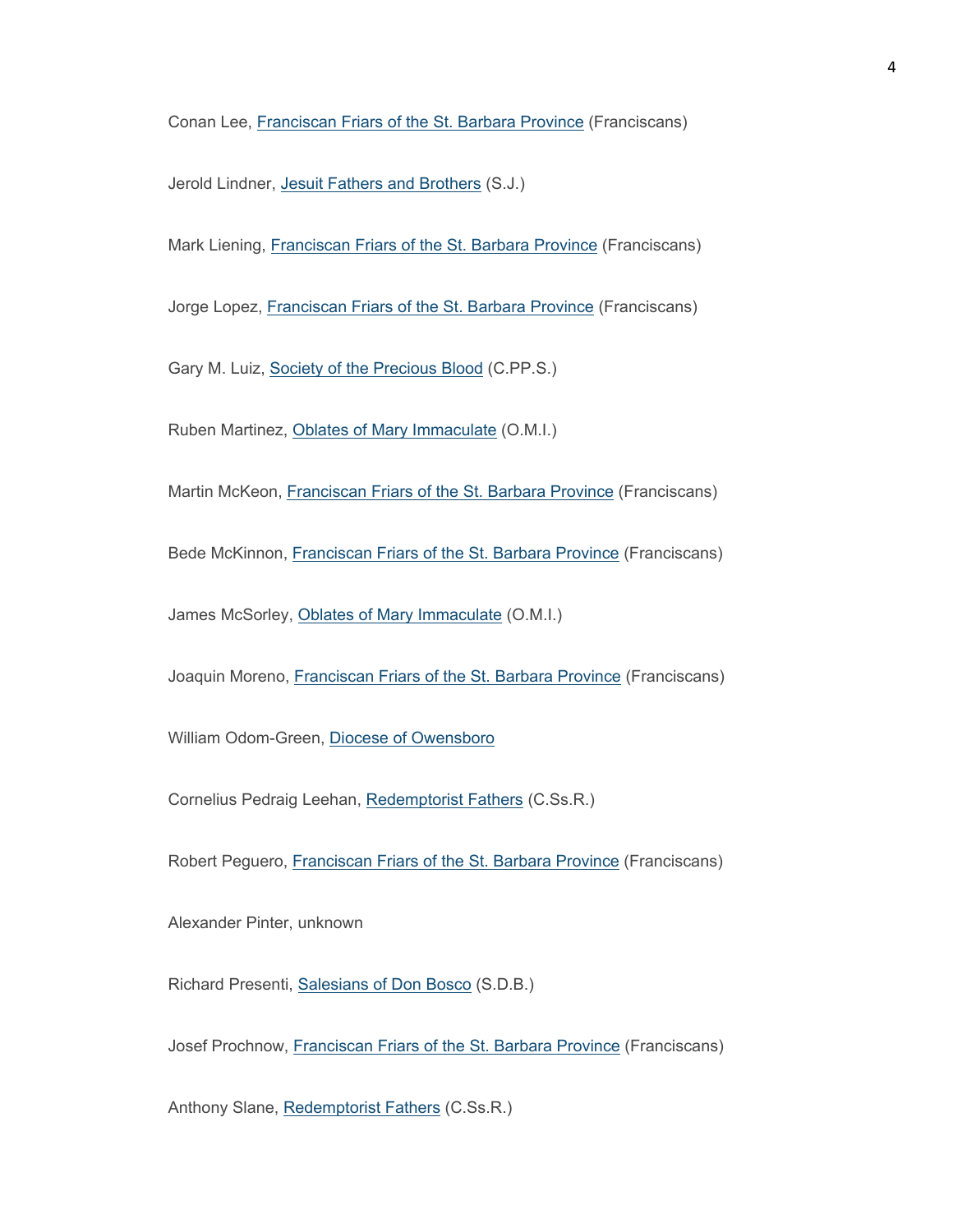Conan Lee, Franciscan Friars of the St. Barbara Province (Franciscans)

Jerold Lindner, Jesuit Fathers and Brothers (S.J.)

Mark Liening, Franciscan Friars of the St. Barbara Province (Franciscans)

Jorge Lopez, Franciscan Friars of the St. Barbara Province (Franciscans)

Gary M. Luiz, Society of the Precious Blood (C.PP.S.)

Ruben Martinez, Oblates of Mary Immaculate (O.M.I.)

Martin McKeon, Franciscan Friars of the St. Barbara Province (Franciscans)

Bede McKinnon, Franciscan Friars of the St. Barbara Province (Franciscans)

James McSorley, Oblates of Mary Immaculate (O.M.I.)

Joaquin Moreno, Franciscan Friars of the St. Barbara Province (Franciscans)

William Odom-Green, Diocese of Owensboro

Cornelius Pedraig Leehan, Redemptorist Fathers (C.Ss.R.)

Robert Peguero, Franciscan Friars of the St. Barbara Province (Franciscans)

Alexander Pinter, unknown

Richard Presenti, Salesians of Don Bosco (S.D.B.)

Josef Prochnow, Franciscan Friars of the St. Barbara Province (Franciscans)

Anthony Slane, Redemptorist Fathers (C.Ss.R.)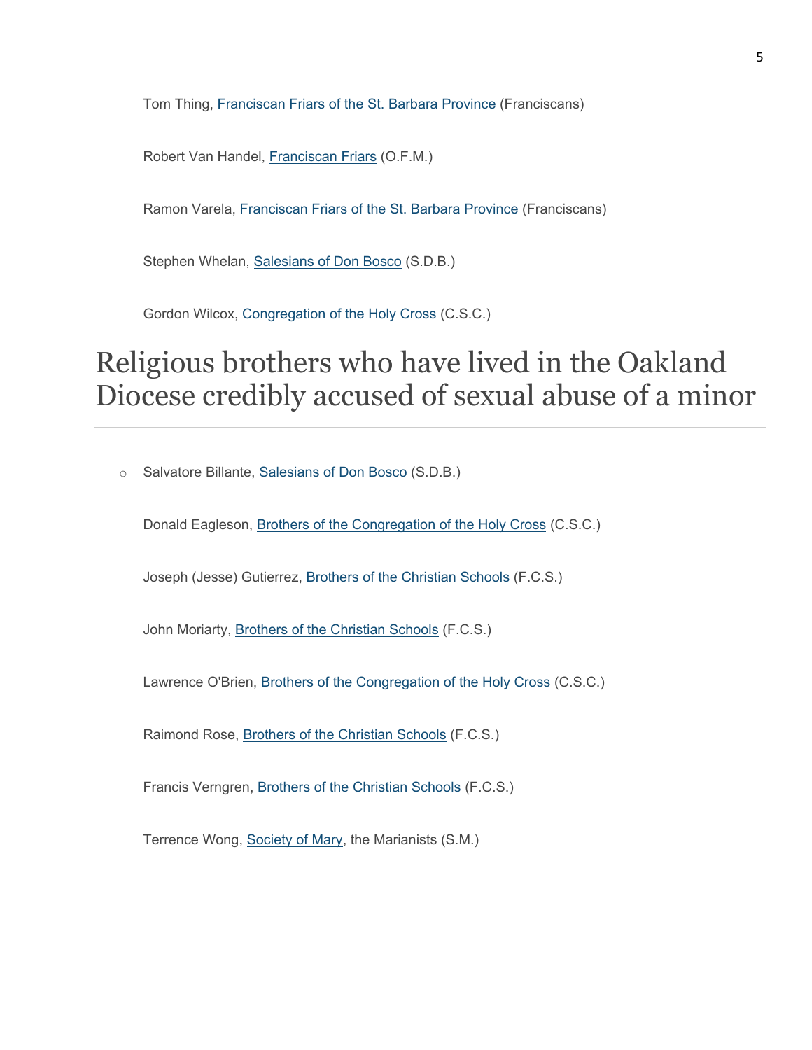Tom Thing, Franciscan Friars of the St. Barbara Province (Franciscans)

Robert Van Handel, Franciscan Friars (O.F.M.)

Ramon Varela, Franciscan Friars of the St. Barbara Province (Franciscans)

Stephen Whelan, Salesians of Don Bosco (S.D.B.)

Gordon Wilcox, Congregation of the Holy Cross (C.S.C.)

# Religious brothers who have lived in the Oakland Diocese credibly accused of sexual abuse of a minor

- Salvatore Billante, Salesians of Don Bosco (S.D.B.)

Donald Eagleson, Brothers of the Congregation of the Holy Cross (C.S.C.)

Joseph (Jesse) Gutierrez, Brothers of the Christian Schools (F.C.S.)

John Moriarty, Brothers of the Christian Schools (F.C.S.)

Lawrence O'Brien, Brothers of the Congregation of the Holy Cross (C.S.C.)

Raimond Rose, Brothers of the Christian Schools (F.C.S.)

Francis Verngren, Brothers of the Christian Schools (F.C.S.)

Terrence Wong, Society of Mary, the Marianists (S.M.)